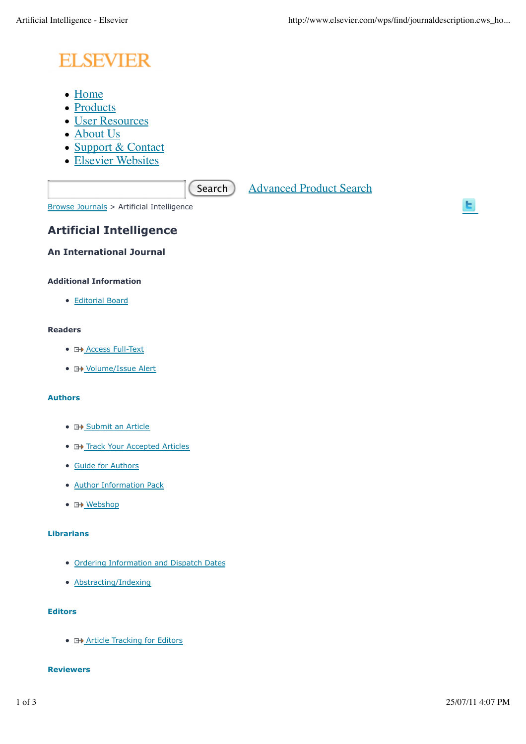ELSEVIER

- Home
- Products
- User Resources
- About Us
- Support & Contact
- Elsevier Websites

Search Advanced Product Search

Browse Journals > Artificial Intelligence

# Artificial Intelligence

### An International Journal

#### Additional Information

- Editorial Board

#### Readers

- Access Full-Text
- Volume/Issue Alert

#### Authors

- Submit an Article
- Track Your Accepted Articles
- Guide for Authors
- Author Information Pack
- Webshop

#### Librarians

- Ordering Information and Dispatch Dates
- Abstracting/Indexing

#### Editors

- Article Tracking for Editors

#### Reviewers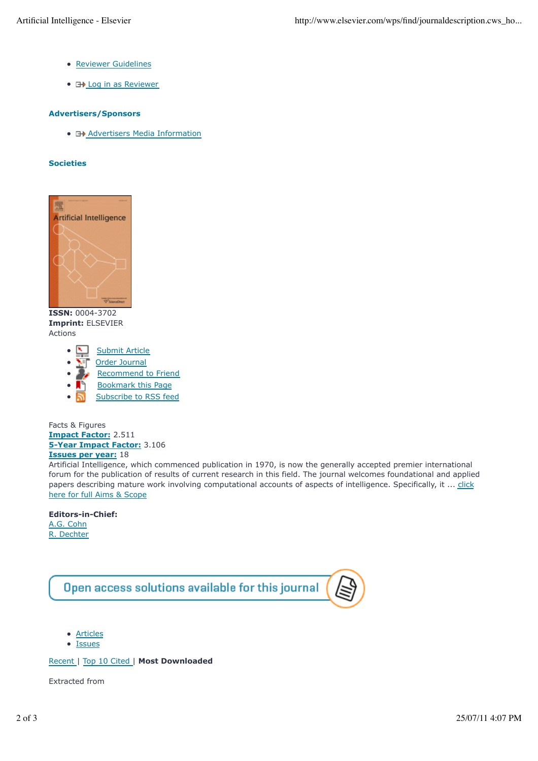- Reviewer Guidelines
- Log in as Reviewer

### Advertisers/Sponsors

- Advertisers Media Information

### Societies

**ISSN:** 0004-3702
**Imprint:** ELSEVIER
Actions

- Submit Article
- Order Journal
- Recommend to Friend
- Bookmark this Page
- Subscribe to RSS feed

Facts & Figures
**Impact Factor:** 2.511
**5-Year Impact Factor:** 3.106
**Issues per year:** 18
Artificial Intelligence, which commenced publication in 1970, is now the generally accepted premier international forum for the publication of results of current research in this field. The journal welcomes foundational and applied papers describing mature work involving computational accounts of aspects of intelligence. Specifically, it ... click here for full Aims & Scope

**Editors-in-Chief:**
A.G. Cohn
R. Dechter

Open access solutions available for this journal

- Articles
- Issues

Recent | Top 10 Cited | **Most Downloaded**

Extracted from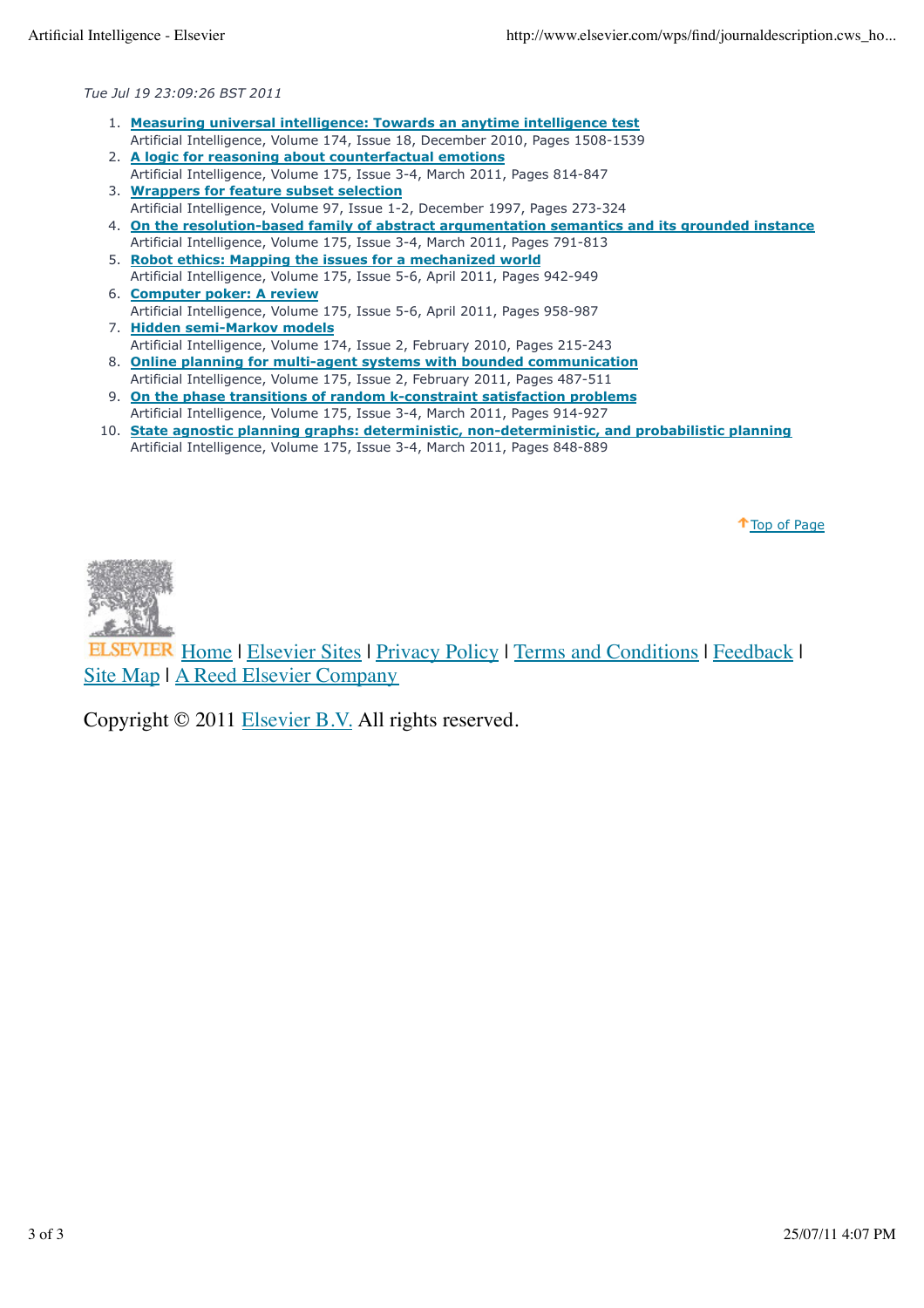*Tue Jul 19 23:09:26 BST 2011*

1. **Measuring universal intelligence: Towards an anytime intelligence test**
   Artificial Intelligence, Volume 174, Issue 18, December 2010, Pages 1508-1539
2. **A logic for reasoning about counterfactual emotions**
   Artificial Intelligence, Volume 175, Issue 3-4, March 2011, Pages 814-847
3. **Wrappers for feature subset selection**
   Artificial Intelligence, Volume 97, Issue 1-2, December 1997, Pages 273-324
4. **On the resolution-based family of abstract argumentation semantics and its grounded instance**
   Artificial Intelligence, Volume 175, Issue 3-4, March 2011, Pages 791-813
5. **Robot ethics: Mapping the issues for a mechanized world**
   Artificial Intelligence, Volume 175, Issue 5-6, April 2011, Pages 942-949
6. **Computer poker: A review**
   Artificial Intelligence, Volume 175, Issue 5-6, April 2011, Pages 958-987
7. **Hidden semi-Markov models**
   Artificial Intelligence, Volume 174, Issue 2, February 2010, Pages 215-243
8. **Online planning for multi-agent systems with bounded communication**
   Artificial Intelligence, Volume 175, Issue 2, February 2011, Pages 487-511
9. **On the phase transitions of random k-constraint satisfaction problems**
   Artificial Intelligence, Volume 175, Issue 3-4, March 2011, Pages 914-927
10. **State agnostic planning graphs: deterministic, non-deterministic, and probabilistic planning**
    Artificial Intelligence, Volume 175, Issue 3-4, March 2011, Pages 848-889

Top of Page

ELSEVIER Home | Elsevier Sites | Privacy Policy | Terms and Conditions | Feedback | Site Map | A Reed Elsevier Company

Copyright © 2011 Elsevier B.V. All rights reserved.